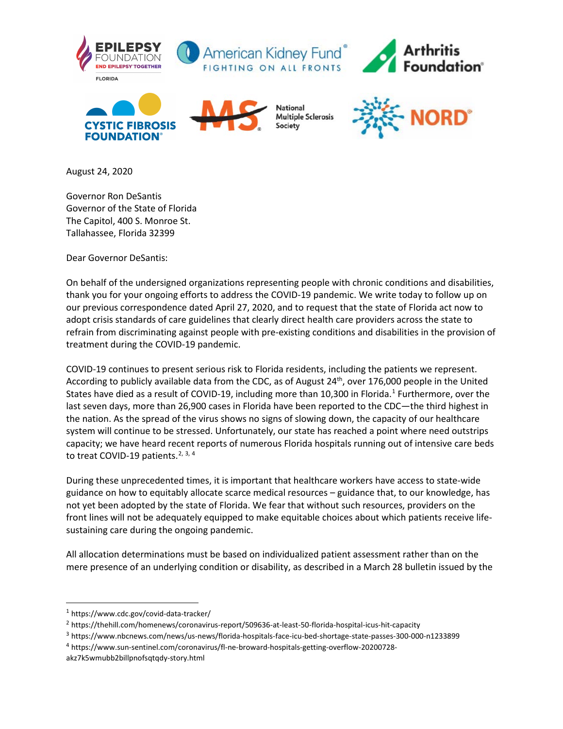EPILEPSY FOUNDATION END EPILEPSY TOGETHER FLORIDA | American Kidney Fund FIGHTING ON ALL FRONTS | Arthritis Foundation | CYSTIC FIBROSIS FOUNDATION | National Multiple Sclerosis Society | NORD

August 24, 2020

Governor Ron DeSantis
Governor of the State of Florida
The Capitol, 400 S. Monroe St.
Tallahassee, Florida 32399

Dear Governor DeSantis:

On behalf of the undersigned organizations representing people with chronic conditions and disabilities, thank you for your ongoing efforts to address the COVID-19 pandemic. We write today to follow up on our previous correspondence dated April 27, 2020, and to request that the state of Florida act now to adopt crisis standards of care guidelines that clearly direct health care providers across the state to refrain from discriminating against people with pre-existing conditions and disabilities in the provision of treatment during the COVID-19 pandemic.

COVID-19 continues to present serious risk to Florida residents, including the patients we represent. According to publicly available data from the CDC, as of August 24th, over 176,000 people in the United States have died as a result of COVID-19, including more than 10,300 in Florida.[1] Furthermore, over the last seven days, more than 26,900 cases in Florida have been reported to the CDC—the third highest in the nation. As the spread of the virus shows no signs of slowing down, the capacity of our healthcare system will continue to be stressed. Unfortunately, our state has reached a point where need outstrips capacity; we have heard recent reports of numerous Florida hospitals running out of intensive care beds to treat COVID-19 patients.[2, 3, 4]

During these unprecedented times, it is important that healthcare workers have access to state-wide guidance on how to equitably allocate scarce medical resources – guidance that, to our knowledge, has not yet been adopted by the state of Florida. We fear that without such resources, providers on the front lines will not be adequately equipped to make equitable choices about which patients receive life-sustaining care during the ongoing pandemic.

All allocation determinations must be based on individualized patient assessment rather than on the mere presence of an underlying condition or disability, as described in a March 28 bulletin issued by the

---

[1] https://www.cdc.gov/covid-data-tracker/

[2] https://thehill.com/homenews/coronavirus-report/509636-at-least-50-florida-hospital-icus-hit-capacity

[3] https://www.nbcnews.com/news/us-news/florida-hospitals-face-icu-bed-shortage-state-passes-300-000-n1233899

[4] https://www.sun-sentinel.com/coronavirus/fl-ne-broward-hospitals-getting-overflow-20200728-akz7k5wmubb2billpnofsqtqdy-story.html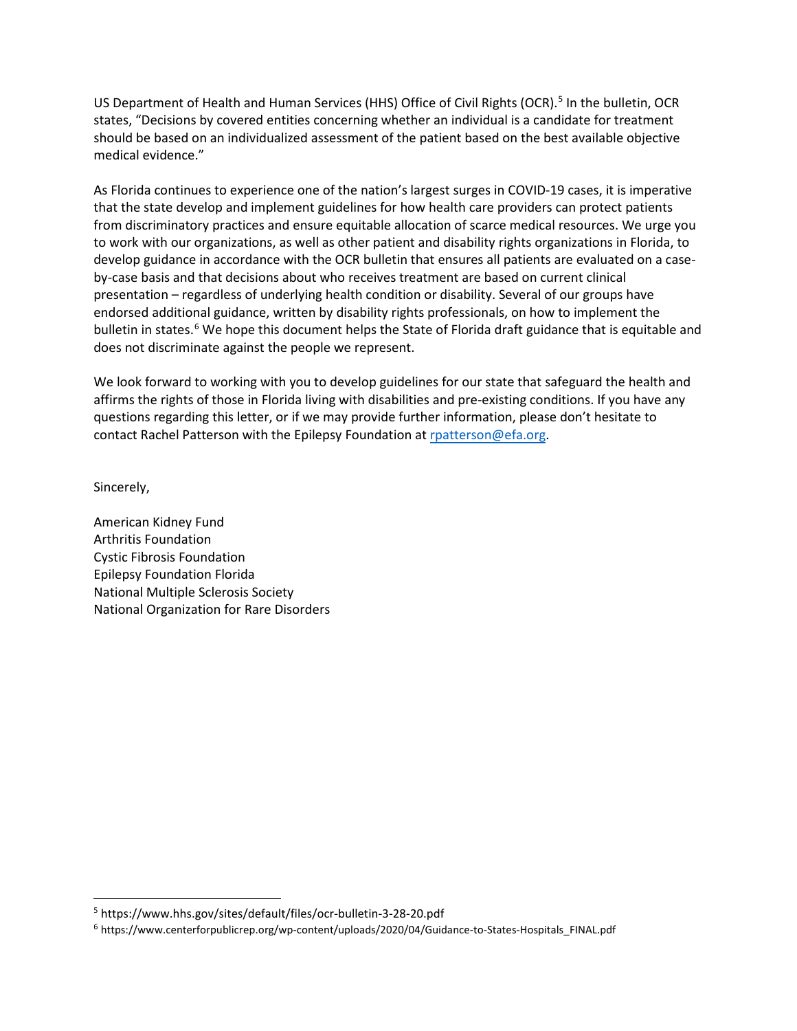US Department of Health and Human Services (HHS) Office of Civil Rights (OCR).[5] In the bulletin, OCR states, "Decisions by covered entities concerning whether an individual is a candidate for treatment should be based on an individualized assessment of the patient based on the best available objective medical evidence."

As Florida continues to experience one of the nation's largest surges in COVID-19 cases, it is imperative that the state develop and implement guidelines for how health care providers can protect patients from discriminatory practices and ensure equitable allocation of scarce medical resources. We urge you to work with our organizations, as well as other patient and disability rights organizations in Florida, to develop guidance in accordance with the OCR bulletin that ensures all patients are evaluated on a case-by-case basis and that decisions about who receives treatment are based on current clinical presentation – regardless of underlying health condition or disability. Several of our groups have endorsed additional guidance, written by disability rights professionals, on how to implement the bulletin in states.[6] We hope this document helps the State of Florida draft guidance that is equitable and does not discriminate against the people we represent.

We look forward to working with you to develop guidelines for our state that safeguard the health and affirms the rights of those in Florida living with disabilities and pre-existing conditions. If you have any questions regarding this letter, or if we may provide further information, please don't hesitate to contact Rachel Patterson with the Epilepsy Foundation at rpatterson@efa.org.

Sincerely,

American Kidney Fund
Arthritis Foundation
Cystic Fibrosis Foundation
Epilepsy Foundation Florida
National Multiple Sclerosis Society
National Organization for Rare Disorders

---

[5] https://www.hhs.gov/sites/default/files/ocr-bulletin-3-28-20.pdf

[6] https://www.centerforpublicrep.org/wp-content/uploads/2020/04/Guidance-to-States-Hospitals_FINAL.pdf